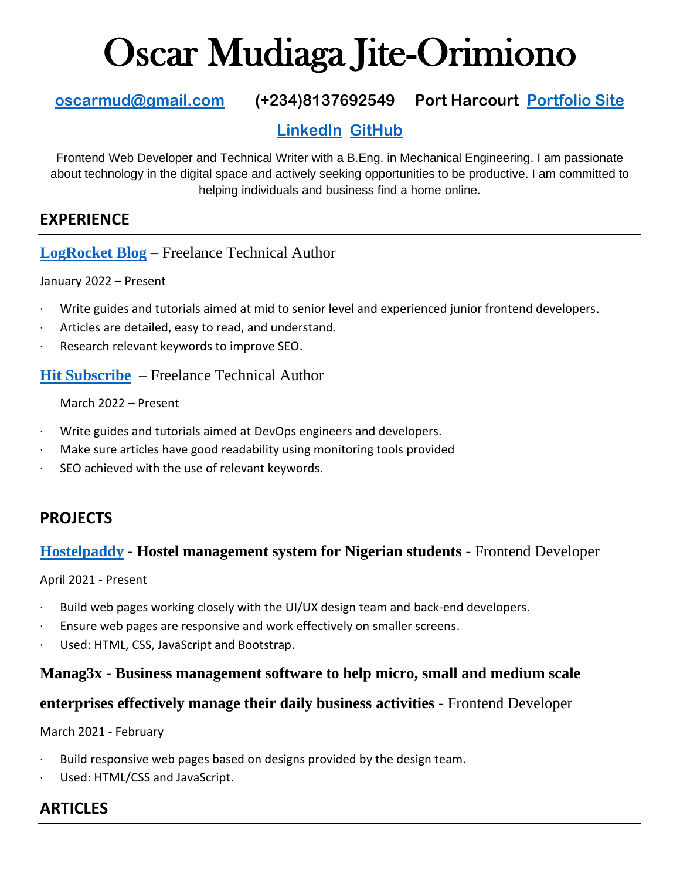# Oscar Mudiaga Jite-Orimiono

**oscarmud@gmail.com** **(+234)8137692549** **Port Harcourt** **Portfolio Site**

**LinkedIn** **GitHub**

Frontend Web Developer and Technical Writer with a B.Eng. in Mechanical Engineering. I am passionate about technology in the digital space and actively seeking opportunities to be productive. I am committed to helping individuals and business find a home online.

## EXPERIENCE

### LogRocket Blog – Freelance Technical Author

January 2022 – Present

- Write guides and tutorials aimed at mid to senior level and experienced junior frontend developers.
- Articles are detailed, easy to read, and understand.
- Research relevant keywords to improve SEO.

### Hit Subscribe – Freelance Technical Author

March 2022 – Present

- Write guides and tutorials aimed at DevOps engineers and developers.
- Make sure articles have good readability using monitoring tools provided
- SEO achieved with the use of relevant keywords.

## PROJECTS

### Hostelpaddy - **Hostel management system for Nigerian students** - Frontend Developer

April 2021 - Present

- Build web pages working closely with the UI/UX design team and back-end developers.
- Ensure web pages are responsive and work effectively on smaller screens.
- Used: HTML, CSS, JavaScript and Bootstrap.

### **Manag3x - Business management software to help micro, small and medium scale enterprises effectively manage their daily business activities** - Frontend Developer

March 2021 - February

- Build responsive web pages based on designs provided by the design team.
- Used: HTML/CSS and JavaScript.

## ARTICLES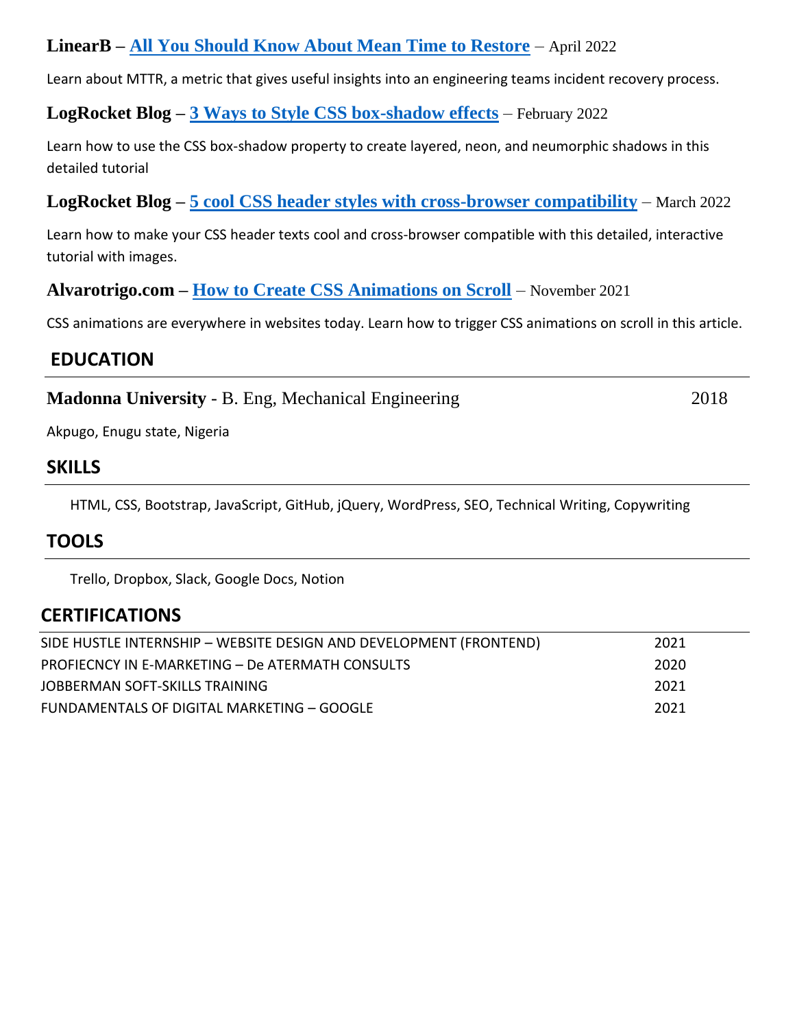**LinearB – [All You Should Know About Mean Time to Restore]** – April 2022

Learn about MTTR, a metric that gives useful insights into an engineering teams incident recovery process.

**LogRocket Blog – [3 Ways to Style CSS box-shadow effects]** – February 2022

Learn how to use the CSS box-shadow property to create layered, neon, and neumorphic shadows in this detailed tutorial

**LogRocket Blog – [5 cool CSS header styles with cross-browser compatibility]** – March 2022

Learn how to make your CSS header texts cool and cross-browser compatible with this detailed, interactive tutorial with images.

**Alvarotrigo.com – [How to Create CSS Animations on Scroll]** – November 2021

CSS animations are everywhere in websites today. Learn how to trigger CSS animations on scroll in this article.

## EDUCATION

**Madonna University** - B. Eng, Mechanical Engineering 2018

Akpugo, Enugu state, Nigeria

## SKILLS

HTML, CSS, Bootstrap, JavaScript, GitHub, jQuery, WordPress, SEO, Technical Writing, Copywriting

## TOOLS

Trello, Dropbox, Slack, Google Docs, Notion

## CERTIFICATIONS

| | |
|---|---|
| SIDE HUSTLE INTERNSHIP – WEBSITE DESIGN AND DEVELOPMENT (FRONTEND) | 2021 |
| PROFIECNCY IN E-MARKETING – De ATERMATH CONSULTS | 2020 |
| JOBBERMAN SOFT-SKILLS TRAINING | 2021 |
| FUNDAMENTALS OF DIGITAL MARKETING – GOOGLE | 2021 |